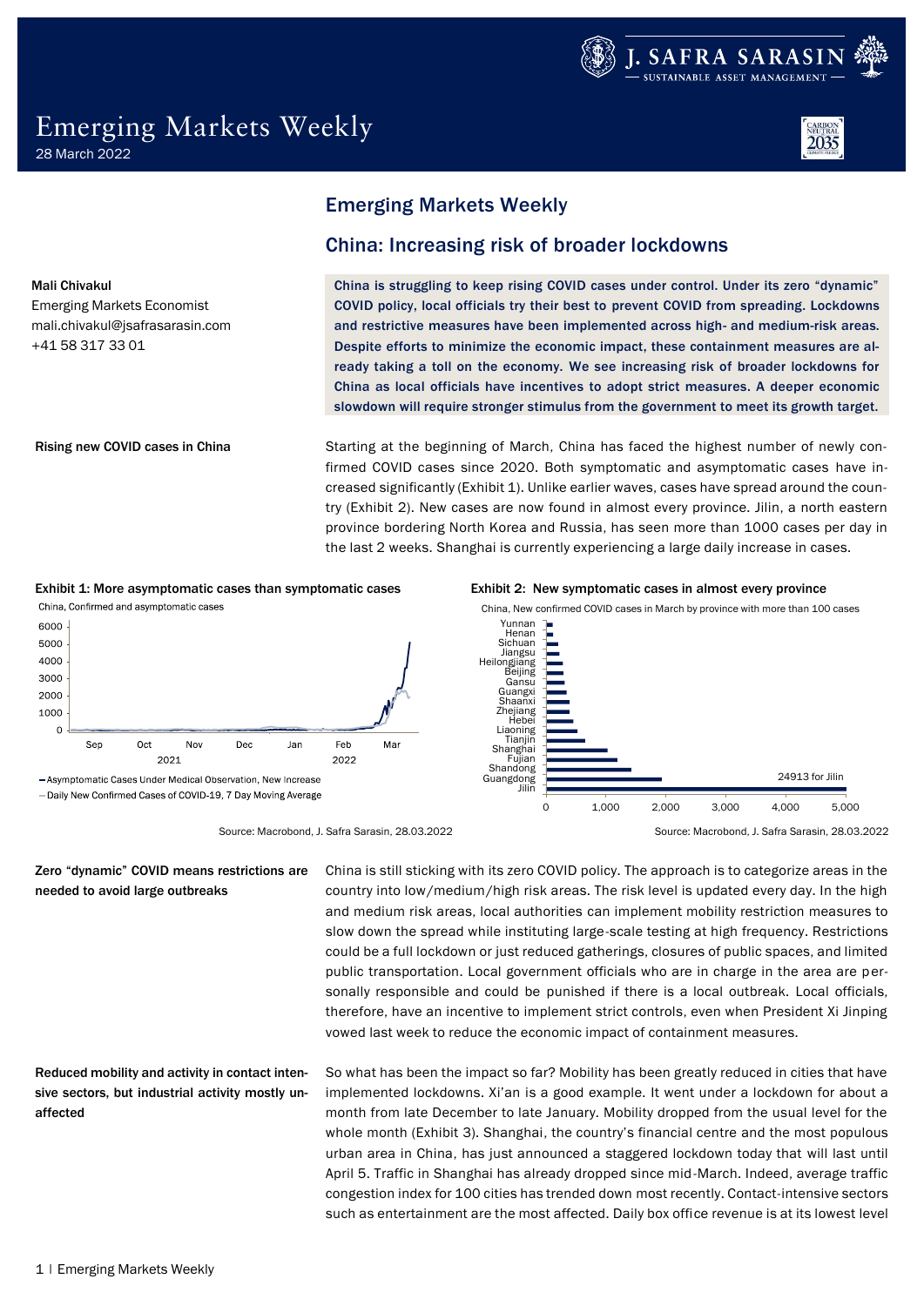# Emerging Markets Weekly

28 March 2022

## Emerging Markets Weekly

## China: Increasing risk of broader lockdowns

**Mali Chivakul**
Emerging Markets Economist
mali.chivakul@jsafrasarasin.com
+41 58 317 33 01

**China is struggling to keep rising COVID cases under control. Under its zero "dynamic" COVID policy, local officials try their best to prevent COVID from spreading. Lockdowns and restrictive measures have been implemented across high- and medium-risk areas. Despite efforts to minimize the economic impact, these containment measures are already taking a toll on the economy. We see increasing risk of broader lockdowns for China as local officials have incentives to adopt strict measures. A deeper economic slowdown will require stronger stimulus from the government to meet its growth target.**

**Rising new COVID cases in China**

Starting at the beginning of March, China has faced the highest number of newly confirmed COVID cases since 2020. Both symptomatic and asymptomatic cases have increased significantly (Exhibit 1). Unlike earlier waves, cases have spread around the country (Exhibit 2). New cases are now found in almost every province. Jilin, a north eastern province bordering North Korea and Russia, has seen more than 1000 cases per day in the last 2 weeks. Shanghai is currently experiencing a large daily increase in cases.

**Exhibit 1: More asymptomatic cases than symptomatic cases**

China, Confirmed and asymptomatic cases

- Asymptomatic Cases Under Medical Observation, New Increase
- Daily New Confirmed Cases of COVID-19, 7 Day Moving Average

Source: Macrobond, J. Safra Sarasin, 28.03.2022

**Exhibit 2: New symptomatic cases in almost every province**

China, New confirmed COVID cases in March by province with more than 100 cases

24913 for Jilin

Source: Macrobond, J. Safra Sarasin, 28.03.2022

**Zero "dynamic" COVID means restrictions are needed to avoid large outbreaks**

China is still sticking with its zero COVID policy. The approach is to categorize areas in the country into low/medium/high risk areas. The risk level is updated every day. In the high and medium risk areas, local authorities can implement mobility restriction measures to slow down the spread while instituting large-scale testing at high frequency. Restrictions could be a full lockdown or just reduced gatherings, closures of public spaces, and limited public transportation. Local government officials who are in charge in the area are personally responsible and could be punished if there is a local outbreak. Local officials, therefore, have an incentive to implement strict controls, even when President Xi Jinping vowed last week to reduce the economic impact of containment measures.

**Reduced mobility and activity in contact intensive sectors, but industrial activity mostly unaffected**

So what has been the impact so far? Mobility has been greatly reduced in cities that have implemented lockdowns. Xi'an is a good example. It went under a lockdown for about a month from late December to late January. Mobility dropped from the usual level for the whole month (Exhibit 3). Shanghai, the country's financial centre and the most populous urban area in China, has just announced a staggered lockdown today that will last until April 5. Traffic in Shanghai has already dropped since mid-March. Indeed, average traffic congestion index for 100 cities has trended down most recently. Contact-intensive sectors such as entertainment are the most affected. Daily box office revenue is at its lowest level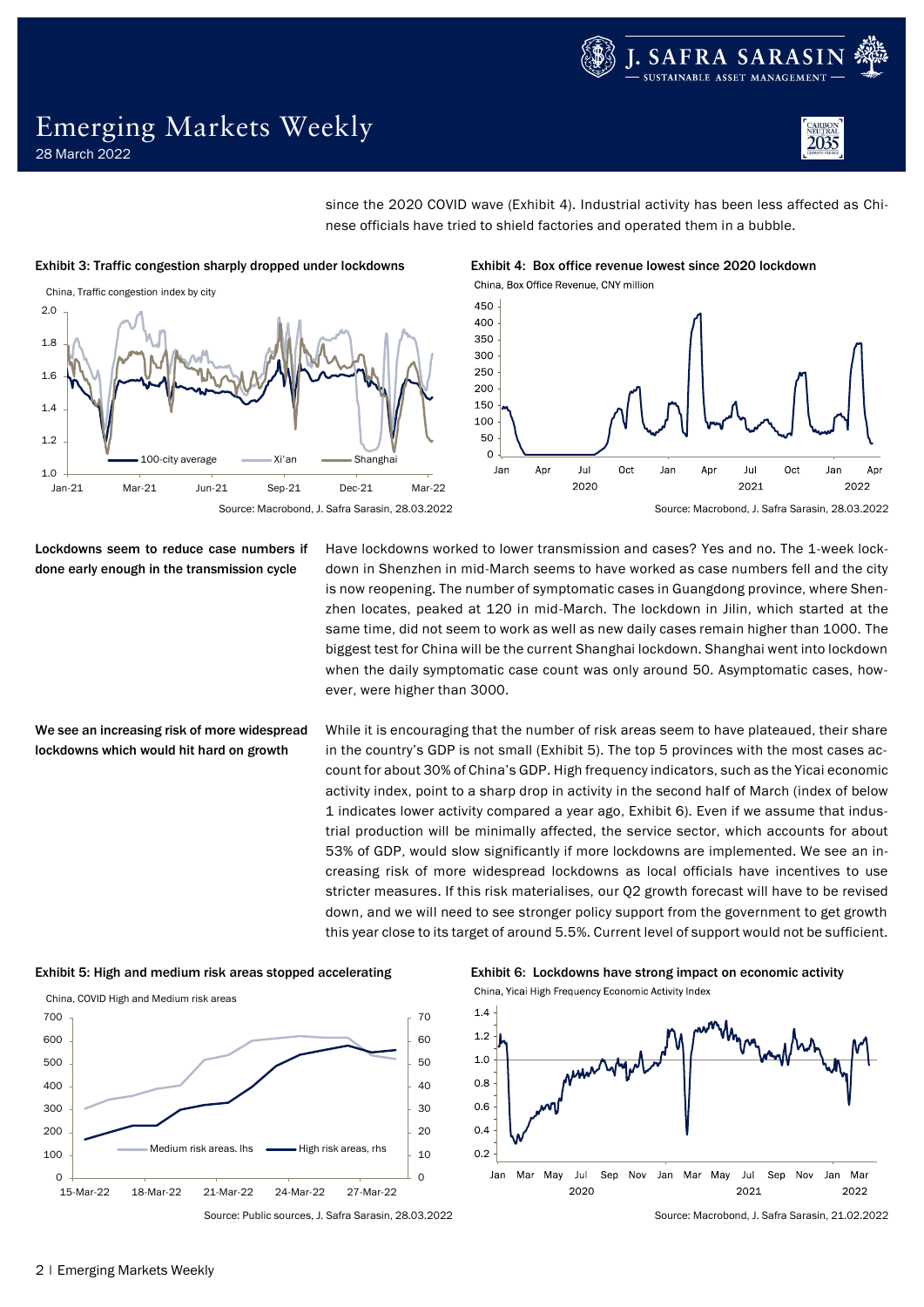since the 2020 COVID wave (Exhibit 4). Industrial activity has been less affected as Chinese officials have tried to shield factories and operated them in a bubble.

**Exhibit 3: Traffic congestion sharply dropped under lockdowns**

China, Traffic congestion index by city

Source: Macrobond, J. Safra Sarasin, 28.03.2022

**Exhibit 4: Box office revenue lowest since 2020 lockdown**

China, Box Office Revenue, CNY million

Source: Macrobond, J. Safra Sarasin, 28.03.2022

**Lockdowns seem to reduce case numbers if done early enough in the transmission cycle**

Have lockdowns worked to lower transmission and cases? Yes and no. The 1-week lockdown in Shenzhen in mid-March seems to have worked as case numbers fell and the city is now reopening. The number of symptomatic cases in Guangdong province, where Shenzhen locates, peaked at 120 in mid-March. The lockdown in Jilin, which started at the same time, did not seem to work as well as new daily cases remain higher than 1000. The biggest test for China will be the current Shanghai lockdown. Shanghai went into lockdown when the daily symptomatic case count was only around 50. Asymptomatic cases, however, were higher than 3000.

**We see an increasing risk of more widespread lockdowns which would hit hard on growth**

While it is encouraging that the number of risk areas seem to have plateaued, their share in the country's GDP is not small (Exhibit 5). The top 5 provinces with the most cases account for about 30% of China's GDP. High frequency indicators, such as the Yicai economic activity index, point to a sharp drop in activity in the second half of March (index of below 1 indicates lower activity compared a year ago, Exhibit 6). Even if we assume that industrial production will be minimally affected, the service sector, which accounts for about 53% of GDP, would slow significantly if more lockdowns are implemented. We see an increasing risk of more widespread lockdowns as local officials have incentives to use stricter measures. If this risk materialises, our Q2 growth forecast will have to be revised down, and we will need to see stronger policy support from the government to get growth this year close to its target of around 5.5%. Current level of support would not be sufficient.

**Exhibit 5: High and medium risk areas stopped accelerating**

China, COVID High and Medium risk areas

Source: Public sources, J. Safra Sarasin, 28.03.2022

**Exhibit 6: Lockdowns have strong impact on economic activity**

China, Yicai High Frequency Economic Activity Index

Source: Macrobond, J. Safra Sarasin, 21.02.2022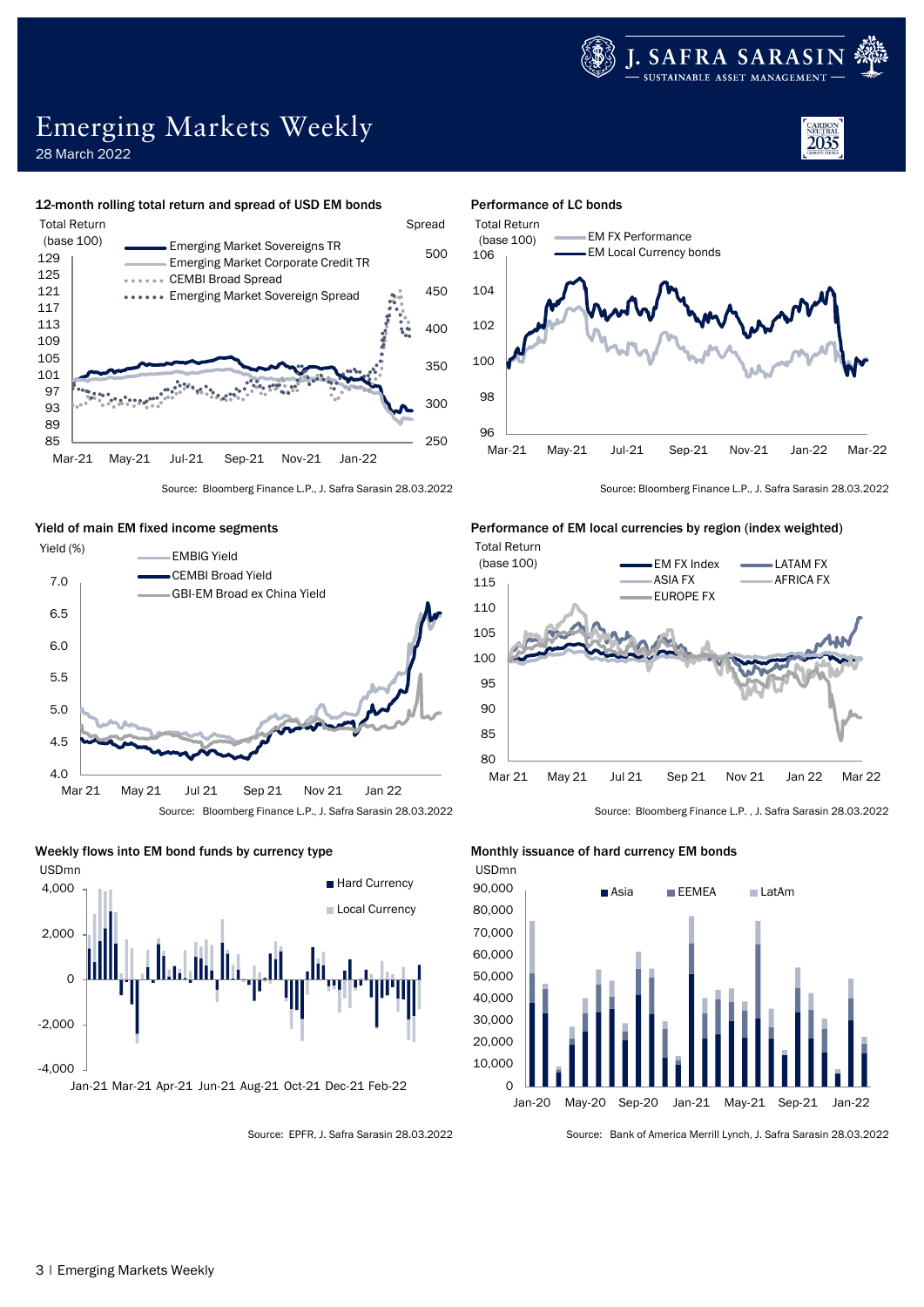# Emerging Markets Weekly

28 March 2022

### 12-month rolling total return and spread of USD EM bonds

Total Return (base 100)

Spread

- Emerging Market Sovereigns TR
- Emerging Market Corporate Credit TR
- CEMBI Broad Spread
- Emerging Market Sovereign Spread

Source: Bloomberg Finance L.P., J. Safra Sarasin 28.03.2022

### Performance of LC bonds

Total Return (base 100)

- EM FX Performance
- EM Local Currency bonds

Source: Bloomberg Finance L.P., J. Safra Sarasin 28.03.2022

### Yield of main EM fixed income segments

Yield (%)

- EMBIG Yield
- CEMBI Broad Yield
- GBI-EM Broad ex China Yield

Source: Bloomberg Finance L.P., J. Safra Sarasin 28.03.2022

### Performance of EM local currencies by region (index weighted)

Total Return (base 100)

- EM FX Index
- LATAM FX
- ASIA FX
- AFRICA FX
- EUROPE FX

Source: Bloomberg Finance L.P. , J. Safra Sarasin 28.03.2022

### Weekly flows into EM bond funds by currency type

USDmn

- Hard Currency
- Local Currency

Source: EPFR, J. Safra Sarasin 28.03.2022

### Monthly issuance of hard currency EM bonds

USDmn

- Asia
- EEMEA
- LatAm

Source: Bank of America Merrill Lynch, J. Safra Sarasin 28.03.2022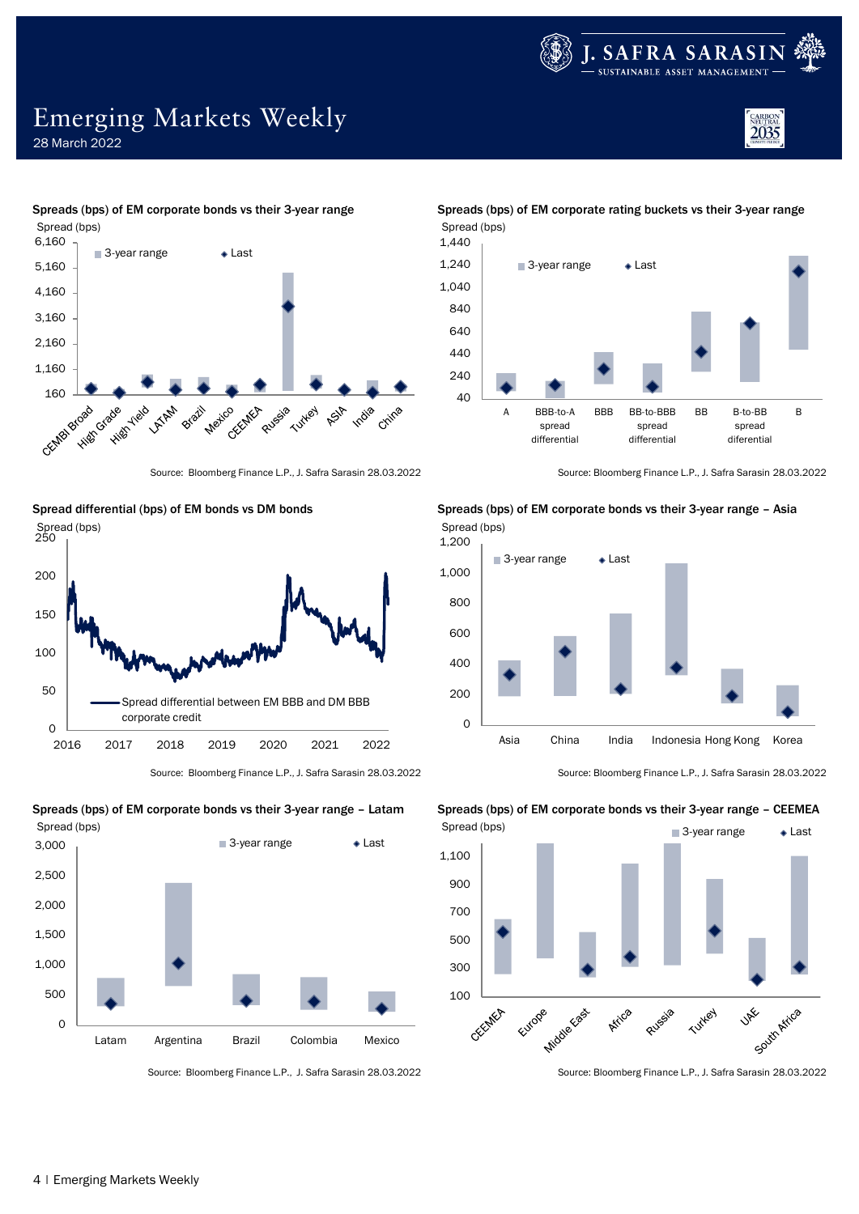### Spreads (bps) of EM corporate bonds vs their 3-year range

Spread (bps)

6,160 | 5,160 | 4,160 | 3,160 | 2,160 | 1,160 | 160

3-year range ◆ Last

CEMBI Broad, High Grade, High Yield, LATAM, Brazil, Mexico, CEEMEA, Russia, Turkey, ASIA, India, China

Source: Bloomberg Finance L.P., J. Safra Sarasin 28.03.2022

### Spreads (bps) of EM corporate rating buckets vs their 3-year range

Spread (bps)

1,440 | 1,240 | 1,040 | 840 | 640 | 440 | 240 | 40

3-year range ◆ Last

A, BBB-to-A spread differential, BBB, BB-to-BBB spread differential, BB, B-to-BB spread diferential, B

Source: Bloomberg Finance L.P., J. Safra Sarasin 28.03.2022

### Spread differential (bps) of EM bonds vs DM bonds

Spread (bps)

250 | 200 | 150 | 100 | 50 | 0

2016 | 2017 | 2018 | 2019 | 2020 | 2021 | 2022

Spread differential between EM BBB and DM BBB corporate credit

Source: Bloomberg Finance L.P., J. Safra Sarasin 28.03.2022

### Spreads (bps) of EM corporate bonds vs their 3-year range – Asia

Spread (bps)

1,200 | 1,000 | 800 | 600 | 400 | 200 | 0

3-year range ◆ Last

Asia, China, India, Indonesia, Hong Kong, Korea

Source: Bloomberg Finance L.P., J. Safra Sarasin 28.03.2022

### Spreads (bps) of EM corporate bonds vs their 3-year range – Latam

Spread (bps)

3,000 | 2,500 | 2,000 | 1,500 | 1,000 | 500 | 0

3-year range ◆ Last

Latam, Argentina, Brazil, Colombia, Mexico

Source: Bloomberg Finance L.P., J. Safra Sarasin 28.03.2022

### Spreads (bps) of EM corporate bonds vs their 3-year range – CEEMEA

Spread (bps)

1,100 | 900 | 700 | 500 | 300 | 100

3-year range ◆ Last

CEEMEA, Europe, Middle East, Africa, Russia, Turkey, UAE, South Africa

Source: Bloomberg Finance L.P., J. Safra Sarasin 28.03.2022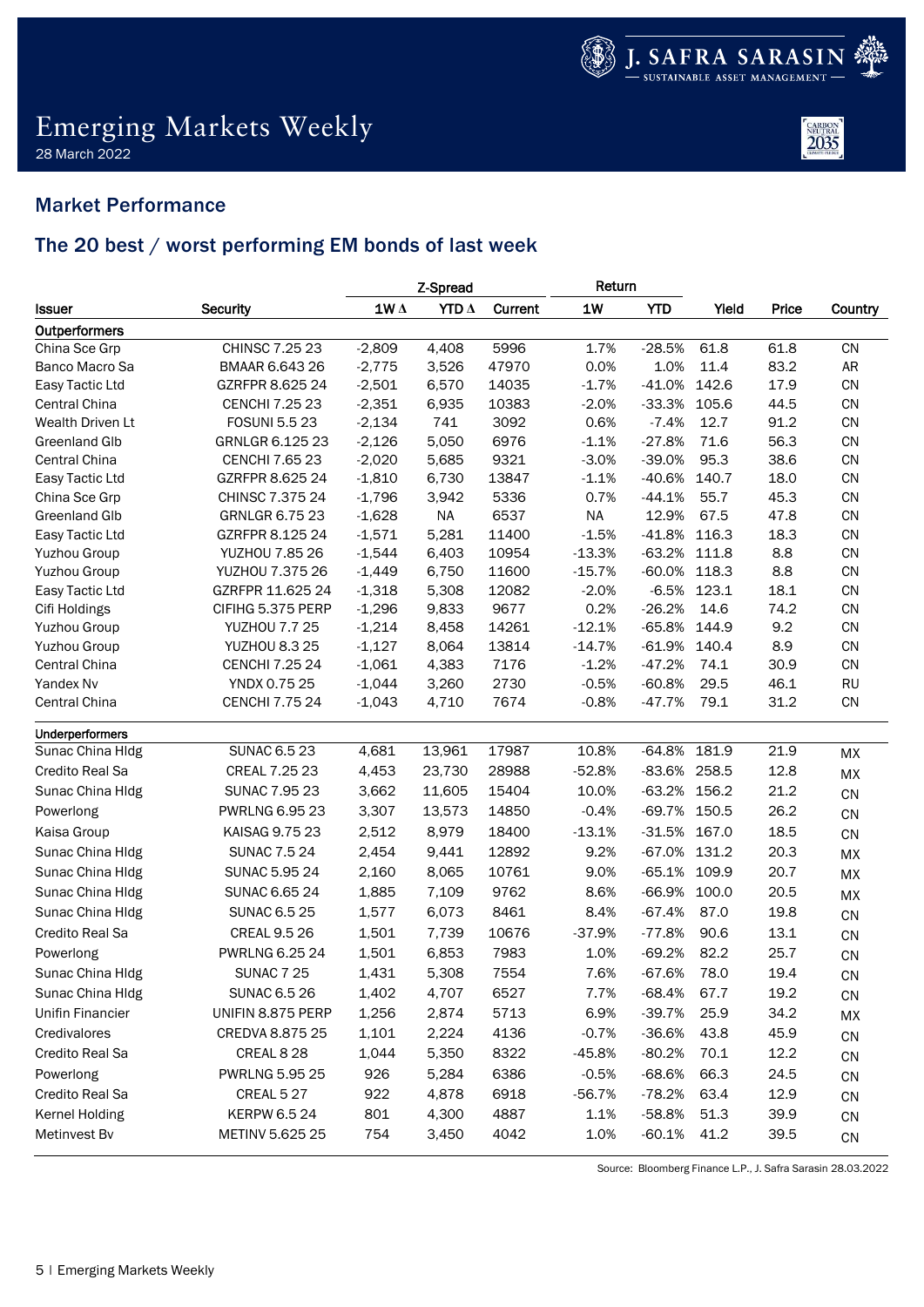# Emerging Markets Weekly

28 March 2022

## Market Performance

## The 20 best / worst performing EM bonds of last week

| Issuer | Security | Z-Spread | | | Return | | Yield | Price | Country |
|---|---|---|---|---|---|---|---|---|---|
| | | 1W Δ | YTD Δ | Current | 1W | YTD | | | |
| **Outperformers** | | | | | | | | | |
| China Sce Grp | CHINSC 7.25 23 | -2,809 | 4,408 | 5996 | 1.7% | -28.5% | 61.8 | 61.8 | CN |
| Banco Macro Sa | BMAAR 6.643 26 | -2,775 | 3,526 | 47970 | 0.0% | 1.0% | 11.4 | 83.2 | AR |
| Easy Tactic Ltd | GZRFPR 8.625 24 | -2,501 | 6,570 | 14035 | -1.7% | -41.0% | 142.6 | 17.9 | CN |
| Central China | CENCHI 7.25 23 | -2,351 | 6,935 | 10383 | -2.0% | -33.3% | 105.6 | 44.5 | CN |
| Wealth Driven Lt | FOSUNI 5.5 23 | -2,134 | 741 | 3092 | 0.6% | -7.4% | 12.7 | 91.2 | CN |
| Greenland Glb | GRNLGR 6.125 23 | -2,126 | 5,050 | 6976 | -1.1% | -27.8% | 71.6 | 56.3 | CN |
| Central China | CENCHI 7.65 23 | -2,020 | 5,685 | 9321 | -3.0% | -39.0% | 95.3 | 38.6 | CN |
| Easy Tactic Ltd | GZRFPR 8.625 24 | -1,810 | 6,730 | 13847 | -1.1% | -40.6% | 140.7 | 18.0 | CN |
| China Sce Grp | CHINSC 7.375 24 | -1,796 | 3,942 | 5336 | 0.7% | -44.1% | 55.7 | 45.3 | CN |
| Greenland Glb | GRNLGR 6.75 23 | -1,628 | NA | 6537 | NA | 12.9% | 67.5 | 47.8 | CN |
| Easy Tactic Ltd | GZRFPR 8.125 24 | -1,571 | 5,281 | 11400 | -1.5% | -41.8% | 116.3 | 18.3 | CN |
| Yuzhou Group | YUZHOU 7.85 26 | -1,544 | 6,403 | 10954 | -13.3% | -63.2% | 111.8 | 8.8 | CN |
| Yuzhou Group | YUZHOU 7.375 26 | -1,449 | 6,750 | 11600 | -15.7% | -60.0% | 118.3 | 8.8 | CN |
| Easy Tactic Ltd | GZRFPR 11.625 24 | -1,318 | 5,308 | 12082 | -2.0% | -6.5% | 123.1 | 18.1 | CN |
| Cifi Holdings | CIFIHG 5.375 PERP | -1,296 | 9,833 | 9677 | 0.2% | -26.2% | 14.6 | 74.2 | CN |
| Yuzhou Group | YUZHOU 7.7 25 | -1,214 | 8,458 | 14261 | -12.1% | -65.8% | 144.9 | 9.2 | CN |
| Yuzhou Group | YUZHOU 8.3 25 | -1,127 | 8,064 | 13814 | -14.7% | -61.9% | 140.4 | 8.9 | CN |
| Central China | CENCHI 7.25 24 | -1,061 | 4,383 | 7176 | -1.2% | -47.2% | 74.1 | 30.9 | CN |
| Yandex Nv | YNDX 0.75 25 | -1,044 | 3,260 | 2730 | -0.5% | -60.8% | 29.5 | 46.1 | RU |
| Central China | CENCHI 7.75 24 | -1,043 | 4,710 | 7674 | -0.8% | -47.7% | 79.1 | 31.2 | CN |
| **Underperformers** | | | | | | | | | |
| Sunac China Hldg | SUNAC 6.5 23 | 4,681 | 13,961 | 17987 | 10.8% | -64.8% | 181.9 | 21.9 | MX |
| Credito Real Sa | CREAL 7.25 23 | 4,453 | 23,730 | 28988 | -52.8% | -83.6% | 258.5 | 12.8 | MX |
| Sunac China Hldg | SUNAC 7.95 23 | 3,662 | 11,605 | 15404 | 10.0% | -63.2% | 156.2 | 21.2 | CN |
| Powerlong | PWRLNG 6.95 23 | 3,307 | 13,573 | 14850 | -0.4% | -69.7% | 150.5 | 26.2 | CN |
| Kaisa Group | KAISAG 9.75 23 | 2,512 | 8,979 | 18400 | -13.1% | -31.5% | 167.0 | 18.5 | CN |
| Sunac China Hldg | SUNAC 7.5 24 | 2,454 | 9,441 | 12892 | 9.2% | -67.0% | 131.2 | 20.3 | MX |
| Sunac China Hldg | SUNAC 5.95 24 | 2,160 | 8,065 | 10761 | 9.0% | -65.1% | 109.9 | 20.7 | MX |
| Sunac China Hldg | SUNAC 6.65 24 | 1,885 | 7,109 | 9762 | 8.6% | -66.9% | 100.0 | 20.5 | MX |
| Sunac China Hldg | SUNAC 6.5 25 | 1,577 | 6,073 | 8461 | 8.4% | -67.4% | 87.0 | 19.8 | CN |
| Credito Real Sa | CREAL 9.5 26 | 1,501 | 7,739 | 10676 | -37.9% | -77.8% | 90.6 | 13.1 | CN |
| Powerlong | PWRLNG 6.25 24 | 1,501 | 6,853 | 7983 | 1.0% | -69.2% | 82.2 | 25.7 | CN |
| Sunac China Hldg | SUNAC 7 25 | 1,431 | 5,308 | 7554 | 7.6% | -67.6% | 78.0 | 19.4 | CN |
| Sunac China Hldg | SUNAC 6.5 26 | 1,402 | 4,707 | 6527 | 7.7% | -68.4% | 67.7 | 19.2 | CN |
| Unifin Financier | UNIFIN 8.875 PERP | 1,256 | 2,874 | 5713 | 6.9% | -39.7% | 25.9 | 34.2 | MX |
| Credivalores | CREDVA 8.875 25 | 1,101 | 2,224 | 4136 | -0.7% | -36.6% | 43.8 | 45.9 | CN |
| Credito Real Sa | CREAL 8 28 | 1,044 | 5,350 | 8322 | -45.8% | -80.2% | 70.1 | 12.2 | CN |
| Powerlong | PWRLNG 5.95 25 | 926 | 5,284 | 6386 | -0.5% | -68.6% | 66.3 | 24.5 | CN |
| Credito Real Sa | CREAL 5 27 | 922 | 4,878 | 6918 | -56.7% | -78.2% | 63.4 | 12.9 | CN |
| Kernel Holding | KERPW 6.5 24 | 801 | 4,300 | 4887 | 1.1% | -58.8% | 51.3 | 39.9 | CN |
| Metinvest Bv | METINV 5.625 25 | 754 | 3,450 | 4042 | 1.0% | -60.1% | 41.2 | 39.5 | CN |

Source: Bloomberg Finance L.P., J. Safra Sarasin 28.03.2022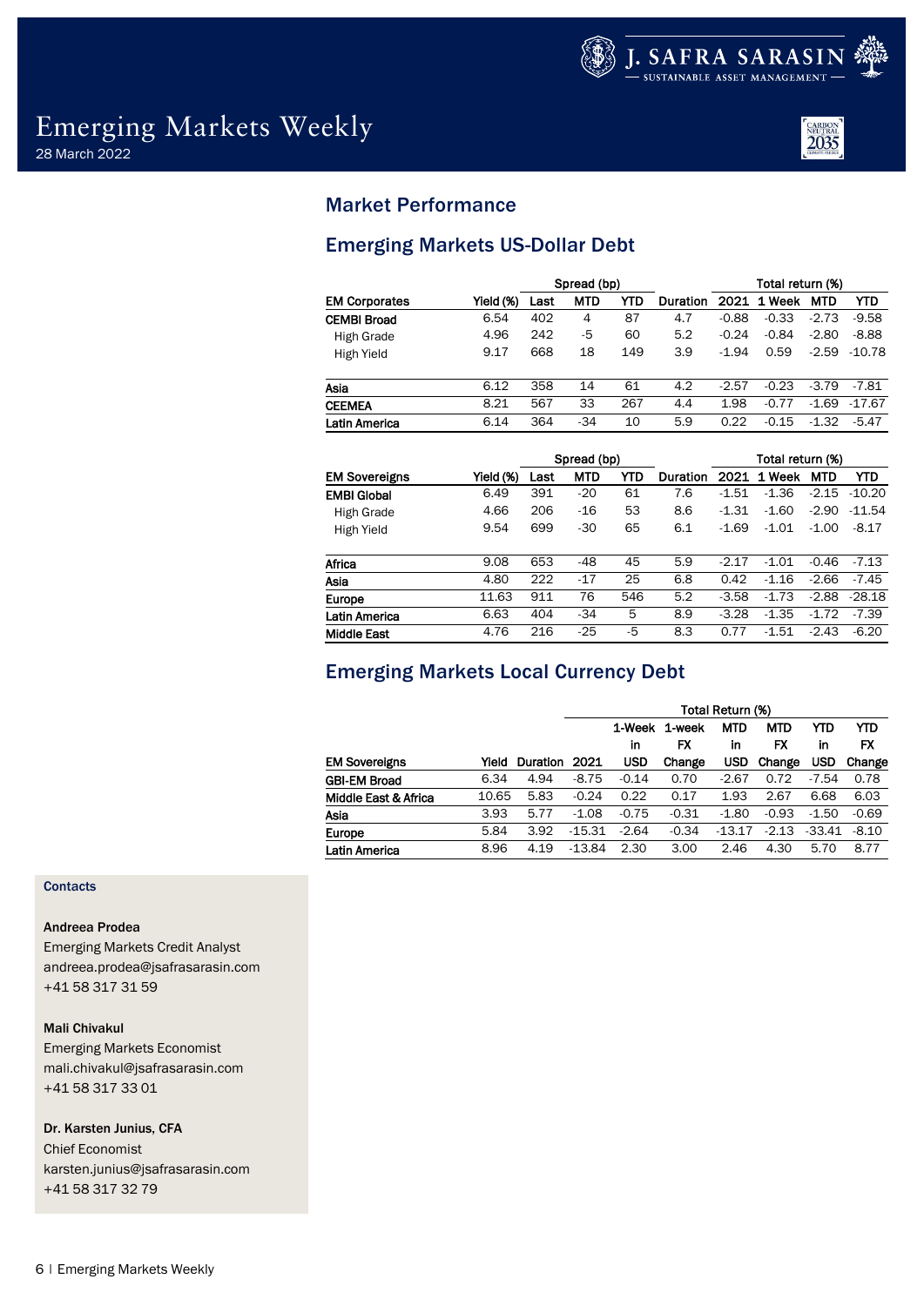# Emerging Markets Weekly

28 March 2022

## Market Performance

## Emerging Markets US-Dollar Debt

| EM Corporates | Yield (%) | Spread (bp) Last | MTD | YTD | Duration | Total return (%) 2021 | 1 Week | MTD | YTD |
|---|---|---|---|---|---|---|---|---|---|
| **CEMBI Broad** | 6.54 | 402 | 4 | 87 | 4.7 | -0.88 | -0.33 | -2.73 | -9.58 |
| High Grade | 4.96 | 242 | -5 | 60 | 5.2 | -0.24 | -0.84 | -2.80 | -8.88 |
| High Yield | 9.17 | 668 | 18 | 149 | 3.9 | -1.94 | 0.59 | -2.59 | -10.78 |
| **Asia** | 6.12 | 358 | 14 | 61 | 4.2 | -2.57 | -0.23 | -3.79 | -7.81 |
| **CEEMEA** | 8.21 | 567 | 33 | 267 | 4.4 | 1.98 | -0.77 | -1.69 | -17.67 |
| **Latin America** | 6.14 | 364 | -34 | 10 | 5.9 | 0.22 | -0.15 | -1.32 | -5.47 |

| EM Sovereigns | Yield (%) | Spread (bp) Last | MTD | YTD | Duration | Total return (%) 2021 | 1 Week | MTD | YTD |
|---|---|---|---|---|---|---|---|---|---|
| **EMBI Global** | 6.49 | 391 | -20 | 61 | 7.6 | -1.51 | -1.36 | -2.15 | -10.20 |
| High Grade | 4.66 | 206 | -16 | 53 | 8.6 | -1.31 | -1.60 | -2.90 | -11.54 |
| High Yield | 9.54 | 699 | -30 | 65 | 6.1 | -1.69 | -1.01 | -1.00 | -8.17 |
| **Africa** | 9.08 | 653 | -48 | 45 | 5.9 | -2.17 | -1.01 | -0.46 | -7.13 |
| **Asia** | 4.80 | 222 | -17 | 25 | 6.8 | 0.42 | -1.16 | -2.66 | -7.45 |
| **Europe** | 11.63 | 911 | 76 | 546 | 5.2 | -3.58 | -1.73 | -2.88 | -28.18 |
| **Latin America** | 6.63 | 404 | -34 | 5 | 8.9 | -3.28 | -1.35 | -1.72 | -7.39 |
| **Middle East** | 4.76 | 216 | -25 | -5 | 8.3 | 0.77 | -1.51 | -2.43 | -6.20 |

## Emerging Markets Local Currency Debt

| EM Sovereigns | Yield | Duration | Total Return (%) 2021 | 1-Week in USD | 1-week FX Change | MTD in USD | MTD FX Change | YTD in USD | YTD FX Change |
|---|---|---|---|---|---|---|---|---|---|
| **GBI-EM Broad** | 6.34 | 4.94 | -8.75 | -0.14 | 0.70 | -2.67 | 0.72 | -7.54 | 0.78 |
| **Middle East & Africa** | 10.65 | 5.83 | -0.24 | 0.22 | 0.17 | 1.93 | 2.67 | 6.68 | 6.03 |
| **Asia** | 3.93 | 5.77 | -1.08 | -0.75 | -0.31 | -1.80 | -0.93 | -1.50 | -0.69 |
| **Europe** | 5.84 | 3.92 | -15.31 | -2.64 | -0.34 | -13.17 | -2.13 | -33.41 | -8.10 |
| **Latin America** | 8.96 | 4.19 | -13.84 | 2.30 | 3.00 | 2.46 | 4.30 | 5.70 | 8.77 |

**Contacts**

**Andreea Prodea**
Emerging Markets Credit Analyst
andreea.prodea@jsafrasarasin.com
+41 58 317 31 59

**Mali Chivakul**
Emerging Markets Economist
mali.chivakul@jsafrasarasin.com
+41 58 317 33 01

**Dr. Karsten Junius, CFA**
Chief Economist
karsten.junius@jsafrasarasin.com
+41 58 317 32 79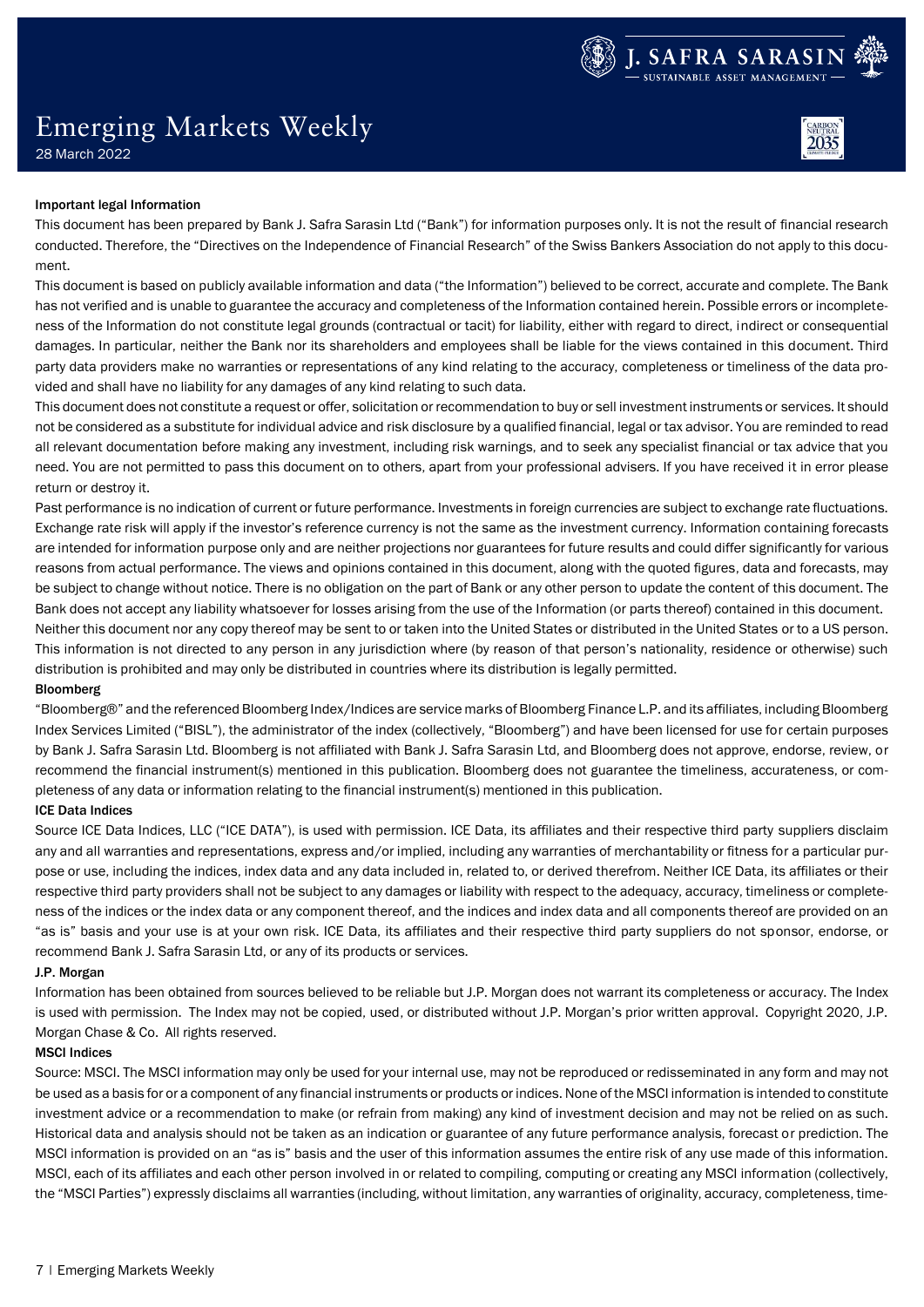### Important legal Information

This document has been prepared by Bank J. Safra Sarasin Ltd ("Bank") for information purposes only. It is not the result of financial research conducted. Therefore, the "Directives on the Independence of Financial Research" of the Swiss Bankers Association do not apply to this document.

This document is based on publicly available information and data ("the Information") believed to be correct, accurate and complete. The Bank has not verified and is unable to guarantee the accuracy and completeness of the Information contained herein. Possible errors or incompleteness of the Information do not constitute legal grounds (contractual or tacit) for liability, either with regard to direct, indirect or consequential damages. In particular, neither the Bank nor its shareholders and employees shall be liable for the views contained in this document. Third party data providers make no warranties or representations of any kind relating to the accuracy, completeness or timeliness of the data provided and shall have no liability for any damages of any kind relating to such data.

This document does not constitute a request or offer, solicitation or recommendation to buy or sell investment instruments or services. It should not be considered as a substitute for individual advice and risk disclosure by a qualified financial, legal or tax advisor. You are reminded to read all relevant documentation before making any investment, including risk warnings, and to seek any specialist financial or tax advice that you need. You are not permitted to pass this document on to others, apart from your professional advisers. If you have received it in error please return or destroy it.

Past performance is no indication of current or future performance. Investments in foreign currencies are subject to exchange rate fluctuations. Exchange rate risk will apply if the investor's reference currency is not the same as the investment currency. Information containing forecasts are intended for information purpose only and are neither projections nor guarantees for future results and could differ significantly for various reasons from actual performance. The views and opinions contained in this document, along with the quoted figures, data and forecasts, may be subject to change without notice. There is no obligation on the part of Bank or any other person to update the content of this document. The Bank does not accept any liability whatsoever for losses arising from the use of the Information (or parts thereof) contained in this document.

Neither this document nor any copy thereof may be sent to or taken into the United States or distributed in the United States or to a US person. This information is not directed to any person in any jurisdiction where (by reason of that person's nationality, residence or otherwise) such distribution is prohibited and may only be distributed in countries where its distribution is legally permitted.

### Bloomberg

"Bloomberg®" and the referenced Bloomberg Index/Indices are service marks of Bloomberg Finance L.P. and its affiliates, including Bloomberg Index Services Limited ("BISL"), the administrator of the index (collectively, "Bloomberg") and have been licensed for use for certain purposes by Bank J. Safra Sarasin Ltd. Bloomberg is not affiliated with Bank J. Safra Sarasin Ltd, and Bloomberg does not approve, endorse, review, or recommend the financial instrument(s) mentioned in this publication. Bloomberg does not guarantee the timeliness, accurateness, or completeness of any data or information relating to the financial instrument(s) mentioned in this publication.

### ICE Data Indices

Source ICE Data Indices, LLC ("ICE DATA"), is used with permission. ICE Data, its affiliates and their respective third party suppliers disclaim any and all warranties and representations, express and/or implied, including any warranties of merchantability or fitness for a particular purpose or use, including the indices, index data and any data included in, related to, or derived therefrom. Neither ICE Data, its affiliates or their respective third party providers shall not be subject to any damages or liability with respect to the adequacy, accuracy, timeliness or completeness of the indices or the index data or any component thereof, and the indices and index data and all components thereof are provided on an "as is" basis and your use is at your own risk. ICE Data, its affiliates and their respective third party suppliers do not sponsor, endorse, or recommend Bank J. Safra Sarasin Ltd, or any of its products or services.

### J.P. Morgan

Information has been obtained from sources believed to be reliable but J.P. Morgan does not warrant its completeness or accuracy. The Index is used with permission. The Index may not be copied, used, or distributed without J.P. Morgan's prior written approval. Copyright 2020, J.P. Morgan Chase & Co. All rights reserved.

### MSCI Indices

Source: MSCI. The MSCI information may only be used for your internal use, may not be reproduced or redisseminated in any form and may not be used as a basis for or a component of any financial instruments or products or indices. None of the MSCI information is intended to constitute investment advice or a recommendation to make (or refrain from making) any kind of investment decision and may not be relied on as such. Historical data and analysis should not be taken as an indication or guarantee of any future performance analysis, forecast or prediction. The MSCI information is provided on an "as is" basis and the user of this information assumes the entire risk of any use made of this information. MSCI, each of its affiliates and each other person involved in or related to compiling, computing or creating any MSCI information (collectively, the "MSCI Parties") expressly disclaims all warranties (including, without limitation, any warranties of originality, accuracy, completeness, time-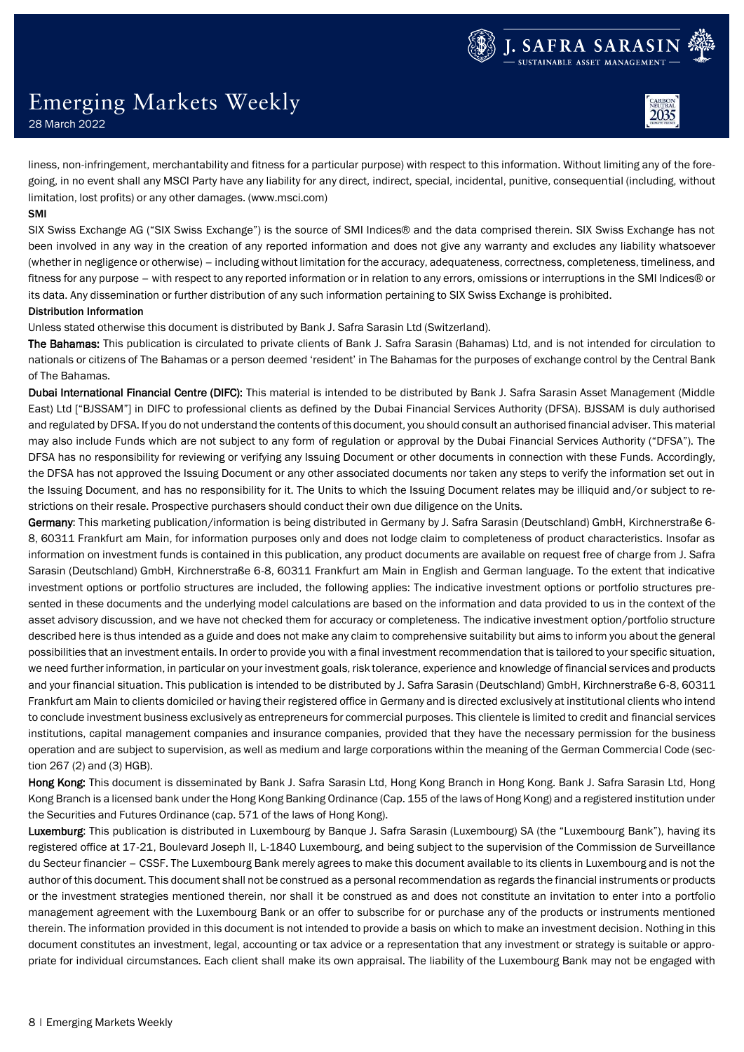liness, non-infringement, merchantability and fitness for a particular purpose) with respect to this information. Without limiting any of the foregoing, in no event shall any MSCI Party have any liability for any direct, indirect, special, incidental, punitive, consequential (including, without limitation, lost profits) or any other damages. (www.msci.com)

**SMI**

SIX Swiss Exchange AG ("SIX Swiss Exchange") is the source of SMI Indices® and the data comprised therein. SIX Swiss Exchange has not been involved in any way in the creation of any reported information and does not give any warranty and excludes any liability whatsoever (whether in negligence or otherwise) – including without limitation for the accuracy, adequateness, correctness, completeness, timeliness, and fitness for any purpose – with respect to any reported information or in relation to any errors, omissions or interruptions in the SMI Indices® or its data. Any dissemination or further distribution of any such information pertaining to SIX Swiss Exchange is prohibited.

**Distribution Information**

Unless stated otherwise this document is distributed by Bank J. Safra Sarasin Ltd (Switzerland).

**The Bahamas:** This publication is circulated to private clients of Bank J. Safra Sarasin (Bahamas) Ltd, and is not intended for circulation to nationals or citizens of The Bahamas or a person deemed 'resident' in The Bahamas for the purposes of exchange control by the Central Bank of The Bahamas.

**Dubai International Financial Centre (DIFC):** This material is intended to be distributed by Bank J. Safra Sarasin Asset Management (Middle East) Ltd ["BJSSAM"] in DIFC to professional clients as defined by the Dubai Financial Services Authority (DFSA). BJSSAM is duly authorised and regulated by DFSA. If you do not understand the contents of this document, you should consult an authorised financial adviser. This material may also include Funds which are not subject to any form of regulation or approval by the Dubai Financial Services Authority ("DFSA"). The DFSA has no responsibility for reviewing or verifying any Issuing Document or other documents in connection with these Funds. Accordingly, the DFSA has not approved the Issuing Document or any other associated documents nor taken any steps to verify the information set out in the Issuing Document, and has no responsibility for it. The Units to which the Issuing Document relates may be illiquid and/or subject to restrictions on their resale. Prospective purchasers should conduct their own due diligence on the Units.

**Germany**: This marketing publication/information is being distributed in Germany by J. Safra Sarasin (Deutschland) GmbH, Kirchnerstraße 6-8, 60311 Frankfurt am Main, for information purposes only and does not lodge claim to completeness of product characteristics. Insofar as information on investment funds is contained in this publication, any product documents are available on request free of charge from J. Safra Sarasin (Deutschland) GmbH, Kirchnerstraße 6-8, 60311 Frankfurt am Main in English and German language. To the extent that indicative investment options or portfolio structures are included, the following applies: The indicative investment options or portfolio structures presented in these documents and the underlying model calculations are based on the information and data provided to us in the context of the asset advisory discussion, and we have not checked them for accuracy or completeness. The indicative investment option/portfolio structure described here is thus intended as a guide and does not make any claim to comprehensive suitability but aims to inform you about the general possibilities that an investment entails. In order to provide you with a final investment recommendation that is tailored to your specific situation, we need further information, in particular on your investment goals, risk tolerance, experience and knowledge of financial services and products and your financial situation. This publication is intended to be distributed by J. Safra Sarasin (Deutschland) GmbH, Kirchnerstraße 6-8, 60311 Frankfurt am Main to clients domiciled or having their registered office in Germany and is directed exclusively at institutional clients who intend to conclude investment business exclusively as entrepreneurs for commercial purposes. This clientele is limited to credit and financial services institutions, capital management companies and insurance companies, provided that they have the necessary permission for the business operation and are subject to supervision, as well as medium and large corporations within the meaning of the German Commercial Code (section 267 (2) and (3) HGB).

**Hong Kong:** This document is disseminated by Bank J. Safra Sarasin Ltd, Hong Kong Branch in Hong Kong. Bank J. Safra Sarasin Ltd, Hong Kong Branch is a licensed bank under the Hong Kong Banking Ordinance (Cap. 155 of the laws of Hong Kong) and a registered institution under the Securities and Futures Ordinance (cap. 571 of the laws of Hong Kong).

**Luxemburg**: This publication is distributed in Luxembourg by Banque J. Safra Sarasin (Luxembourg) SA (the "Luxembourg Bank"), having its registered office at 17-21, Boulevard Joseph II, L-1840 Luxembourg, and being subject to the supervision of the Commission de Surveillance du Secteur financier – CSSF. The Luxembourg Bank merely agrees to make this document available to its clients in Luxembourg and is not the author of this document. This document shall not be construed as a personal recommendation as regards the financial instruments or products or the investment strategies mentioned therein, nor shall it be construed as and does not constitute an invitation to enter into a portfolio management agreement with the Luxembourg Bank or an offer to subscribe for or purchase any of the products or instruments mentioned therein. The information provided in this document is not intended to provide a basis on which to make an investment decision. Nothing in this document constitutes an investment, legal, accounting or tax advice or a representation that any investment or strategy is suitable or appropriate for individual circumstances. Each client shall make its own appraisal. The liability of the Luxembourg Bank may not be engaged with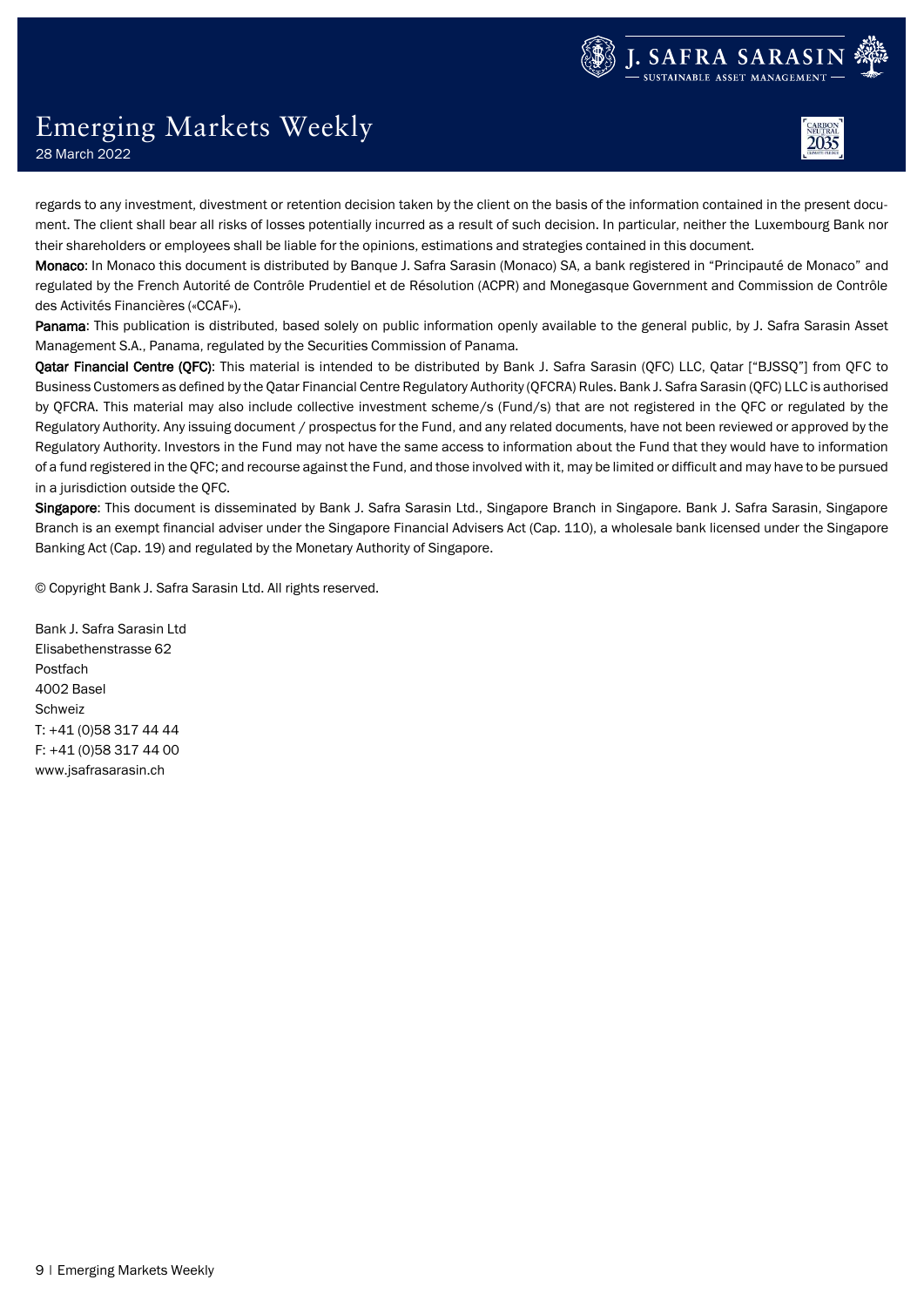regards to any investment, divestment or retention decision taken by the client on the basis of the information contained in the present document. The client shall bear all risks of losses potentially incurred as a result of such decision. In particular, neither the Luxembourg Bank nor their shareholders or employees shall be liable for the opinions, estimations and strategies contained in this document.

**Monaco**: In Monaco this document is distributed by Banque J. Safra Sarasin (Monaco) SA, a bank registered in "Principauté de Monaco" and regulated by the French Autorité de Contrôle Prudentiel et de Résolution (ACPR) and Monegasque Government and Commission de Contrôle des Activités Financières («CCAF»).

**Panama**: This publication is distributed, based solely on public information openly available to the general public, by J. Safra Sarasin Asset Management S.A., Panama, regulated by the Securities Commission of Panama.

**Qatar Financial Centre (QFC)**: This material is intended to be distributed by Bank J. Safra Sarasin (QFC) LLC, Qatar ["BJSSQ"] from QFC to Business Customers as defined by the Qatar Financial Centre Regulatory Authority (QFCRA) Rules. Bank J. Safra Sarasin (QFC) LLC is authorised by QFCRA. This material may also include collective investment scheme/s (Fund/s) that are not registered in the QFC or regulated by the Regulatory Authority. Any issuing document / prospectus for the Fund, and any related documents, have not been reviewed or approved by the Regulatory Authority. Investors in the Fund may not have the same access to information about the Fund that they would have to information of a fund registered in the QFC; and recourse against the Fund, and those involved with it, may be limited or difficult and may have to be pursued in a jurisdiction outside the QFC.

**Singapore**: This document is disseminated by Bank J. Safra Sarasin Ltd., Singapore Branch in Singapore. Bank J. Safra Sarasin, Singapore Branch is an exempt financial adviser under the Singapore Financial Advisers Act (Cap. 110), a wholesale bank licensed under the Singapore Banking Act (Cap. 19) and regulated by the Monetary Authority of Singapore.

© Copyright Bank J. Safra Sarasin Ltd. All rights reserved.

Bank J. Safra Sarasin Ltd
Elisabethenstrasse 62
Postfach
4002 Basel
Schweiz
T: +41 (0)58 317 44 44
F: +41 (0)58 317 44 00
www.jsafrasarasin.ch